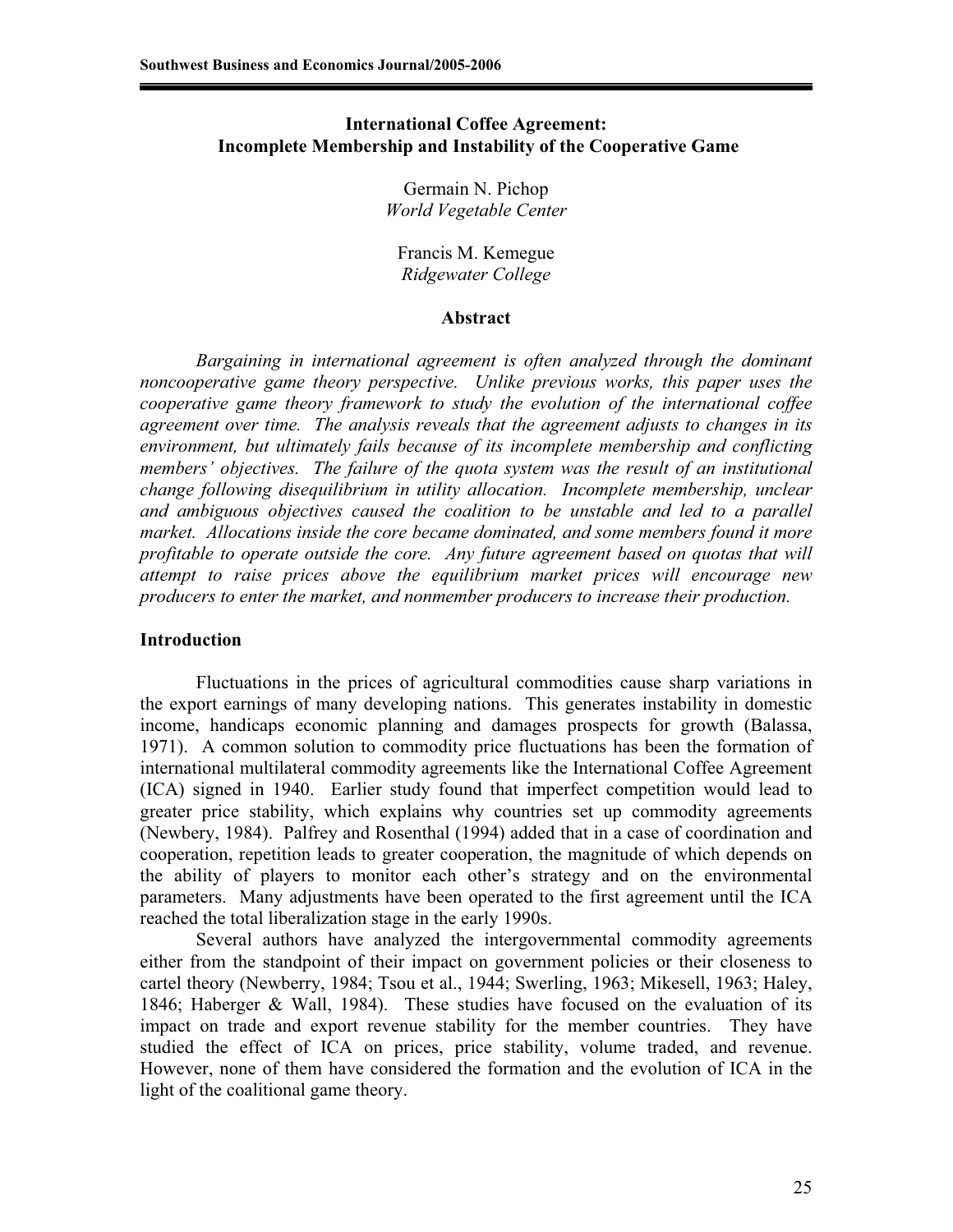# International Coffee Agreement: Incomplete Membership and Instability of the Cooperative Game

Germain N. Pichop
*World Vegetable Center*

Francis M. Kemegue
*Ridgewater College*

## Abstract

*Bargaining in international agreement is often analyzed through the dominant noncooperative game theory perspective. Unlike previous works, this paper uses the cooperative game theory framework to study the evolution of the international coffee agreement over time. The analysis reveals that the agreement adjusts to changes in its environment, but ultimately fails because of its incomplete membership and conflicting members' objectives. The failure of the quota system was the result of an institutional change following disequilibrium in utility allocation. Incomplete membership, unclear and ambiguous objectives caused the coalition to be unstable and led to a parallel market. Allocations inside the core became dominated, and some members found it more profitable to operate outside the core. Any future agreement based on quotas that will attempt to raise prices above the equilibrium market prices will encourage new producers to enter the market, and nonmember producers to increase their production.*

## Introduction

Fluctuations in the prices of agricultural commodities cause sharp variations in the export earnings of many developing nations. This generates instability in domestic income, handicaps economic planning and damages prospects for growth (Balassa, 1971). A common solution to commodity price fluctuations has been the formation of international multilateral commodity agreements like the International Coffee Agreement (ICA) signed in 1940. Earlier study found that imperfect competition would lead to greater price stability, which explains why countries set up commodity agreements (Newbery, 1984). Palfrey and Rosenthal (1994) added that in a case of coordination and cooperation, repetition leads to greater cooperation, the magnitude of which depends on the ability of players to monitor each other's strategy and on the environmental parameters. Many adjustments have been operated to the first agreement until the ICA reached the total liberalization stage in the early 1990s.

Several authors have analyzed the intergovernmental commodity agreements either from the standpoint of their impact on government policies or their closeness to cartel theory (Newberry, 1984; Tsou et al., 1944; Swerling, 1963; Mikesell, 1963; Haley, 1846; Haberger & Wall, 1984). These studies have focused on the evaluation of its impact on trade and export revenue stability for the member countries. They have studied the effect of ICA on prices, price stability, volume traded, and revenue. However, none of them have considered the formation and the evolution of ICA in the light of the coalitional game theory.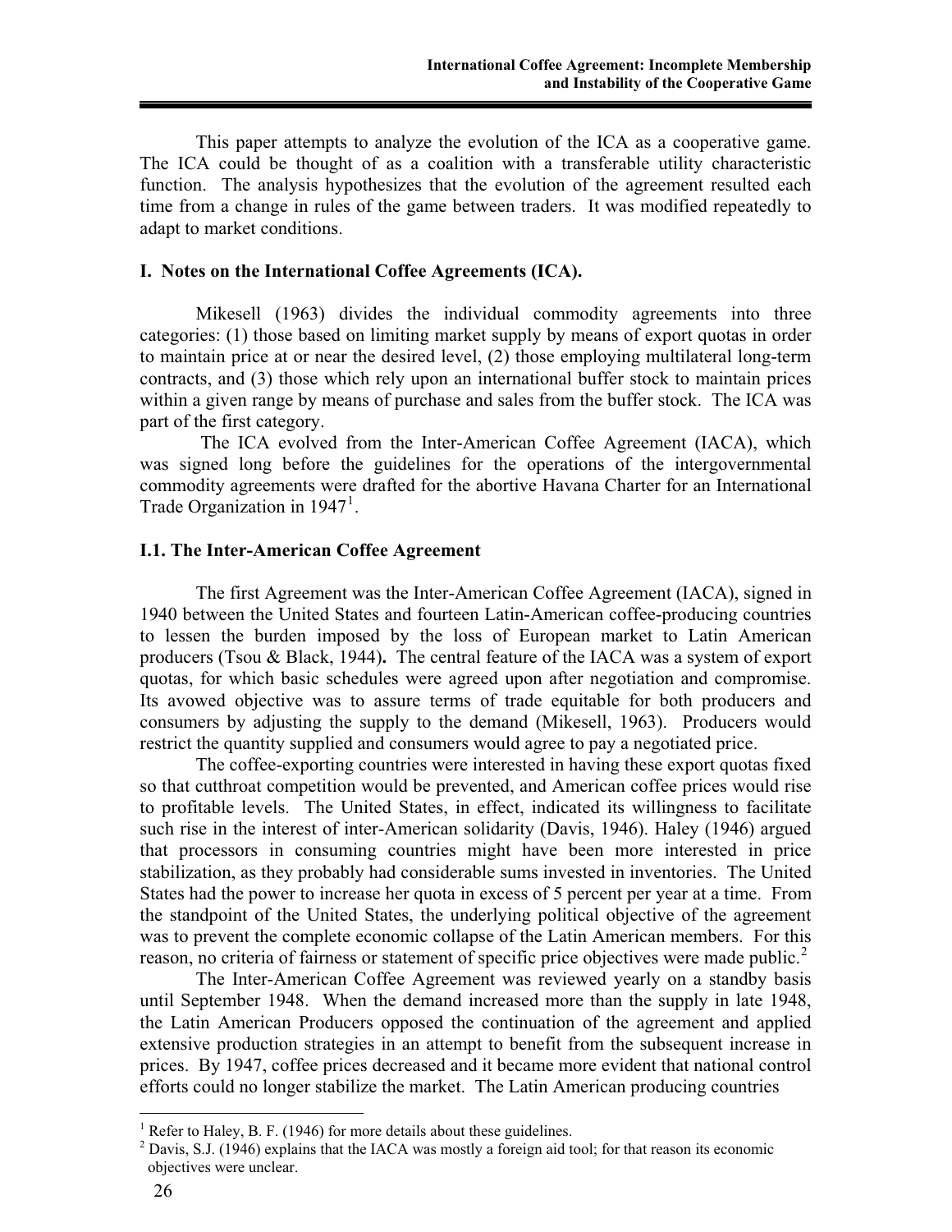This paper attempts to analyze the evolution of the ICA as a cooperative game. The ICA could be thought of as a coalition with a transferable utility characteristic function. The analysis hypothesizes that the evolution of the agreement resulted each time from a change in rules of the game between traders. It was modified repeatedly to adapt to market conditions.

## I. Notes on the International Coffee Agreements (ICA).

Mikesell (1963) divides the individual commodity agreements into three categories: (1) those based on limiting market supply by means of export quotas in order to maintain price at or near the desired level, (2) those employing multilateral long-term contracts, and (3) those which rely upon an international buffer stock to maintain prices within a given range by means of purchase and sales from the buffer stock. The ICA was part of the first category.

The ICA evolved from the Inter-American Coffee Agreement (IACA), which was signed long before the guidelines for the operations of the intergovernmental commodity agreements were drafted for the abortive Havana Charter for an International Trade Organization in 1947[1].

### I.1. The Inter-American Coffee Agreement

The first Agreement was the Inter-American Coffee Agreement (IACA), signed in 1940 between the United States and fourteen Latin-American coffee-producing countries to lessen the burden imposed by the loss of European market to Latin American producers (Tsou & Black, 1944**).** The central feature of the IACA was a system of export quotas, for which basic schedules were agreed upon after negotiation and compromise. Its avowed objective was to assure terms of trade equitable for both producers and consumers by adjusting the supply to the demand (Mikesell, 1963). Producers would restrict the quantity supplied and consumers would agree to pay a negotiated price.

The coffee-exporting countries were interested in having these export quotas fixed so that cutthroat competition would be prevented, and American coffee prices would rise to profitable levels. The United States, in effect, indicated its willingness to facilitate such rise in the interest of inter-American solidarity (Davis, 1946). Haley (1946) argued that processors in consuming countries might have been more interested in price stabilization, as they probably had considerable sums invested in inventories. The United States had the power to increase her quota in excess of 5 percent per year at a time. From the standpoint of the United States, the underlying political objective of the agreement was to prevent the complete economic collapse of the Latin American members. For this reason, no criteria of fairness or statement of specific price objectives were made public.[2]

The Inter-American Coffee Agreement was reviewed yearly on a standby basis until September 1948. When the demand increased more than the supply in late 1948, the Latin American Producers opposed the continuation of the agreement and applied extensive production strategies in an attempt to benefit from the subsequent increase in prices. By 1947, coffee prices decreased and it became more evident that national control efforts could no longer stabilize the market. The Latin American producing countries

---

[1] Refer to Haley, B. F. (1946) for more details about these guidelines.

[2] Davis, S.J. (1946) explains that the IACA was mostly a foreign aid tool; for that reason its economic objectives were unclear.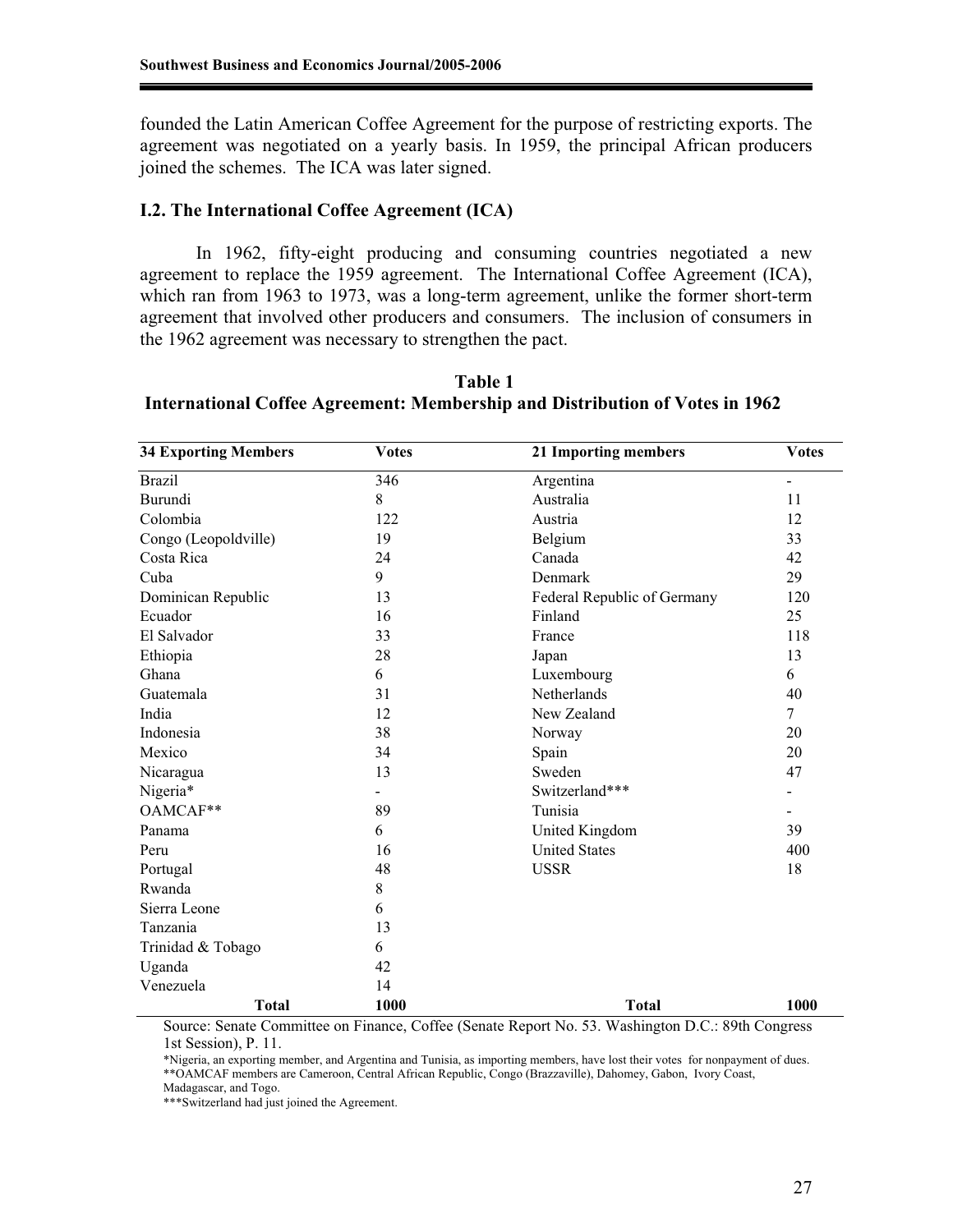founded the Latin American Coffee Agreement for the purpose of restricting exports. The agreement was negotiated on a yearly basis. In 1959, the principal African producers joined the schemes. The ICA was later signed.

### I.2. The International Coffee Agreement (ICA)

In 1962, fifty-eight producing and consuming countries negotiated a new agreement to replace the 1959 agreement. The International Coffee Agreement (ICA), which ran from 1963 to 1973, was a long-term agreement, unlike the former short-term agreement that involved other producers and consumers. The inclusion of consumers in the 1962 agreement was necessary to strengthen the pact.

**Table 1**
**International Coffee Agreement: Membership and Distribution of Votes in 1962**

| 34 Exporting Members | Votes | 21 Importing members | Votes |
|---|---|---|---|
| Brazil | 346 | Argentina | - |
| Burundi | 8 | Australia | 11 |
| Colombia | 122 | Austria | 12 |
| Congo (Leopoldville) | 19 | Belgium | 33 |
| Costa Rica | 24 | Canada | 42 |
| Cuba | 9 | Denmark | 29 |
| Dominican Republic | 13 | Federal Republic of Germany | 120 |
| Ecuador | 16 | Finland | 25 |
| El Salvador | 33 | France | 118 |
| Ethiopia | 28 | Japan | 13 |
| Ghana | 6 | Luxembourg | 6 |
| Guatemala | 31 | Netherlands | 40 |
| India | 12 | New Zealand | 7 |
| Indonesia | 38 | Norway | 20 |
| Mexico | 34 | Spain | 20 |
| Nicaragua | 13 | Sweden | 47 |
| Nigeria* | - | Switzerland*** | - |
| OAMCAF** | 89 | Tunisia | - |
| Panama | 6 | United Kingdom | 39 |
| Peru | 16 | United States | 400 |
| Portugal | 48 | USSR | 18 |
| Rwanda | 8 | | |
| Sierra Leone | 6 | | |
| Tanzania | 13 | | |
| Trinidad & Tobago | 6 | | |
| Uganda | 42 | | |
| Venezuela | 14 | | |
| **Total** | **1000** | **Total** | **1000** |

Source: Senate Committee on Finance, Coffee (Senate Report No. 53. Washington D.C.: 89th Congress 1st Session), P. 11.

*Nigeria, an exporting member, and Argentina and Tunisia, as importing members, have lost their votes for nonpayment of dues.
**OAMCAF members are Cameroon, Central African Republic, Congo (Brazzaville), Dahomey, Gabon, Ivory Coast, Madagascar, and Togo.
***Switzerland had just joined the Agreement.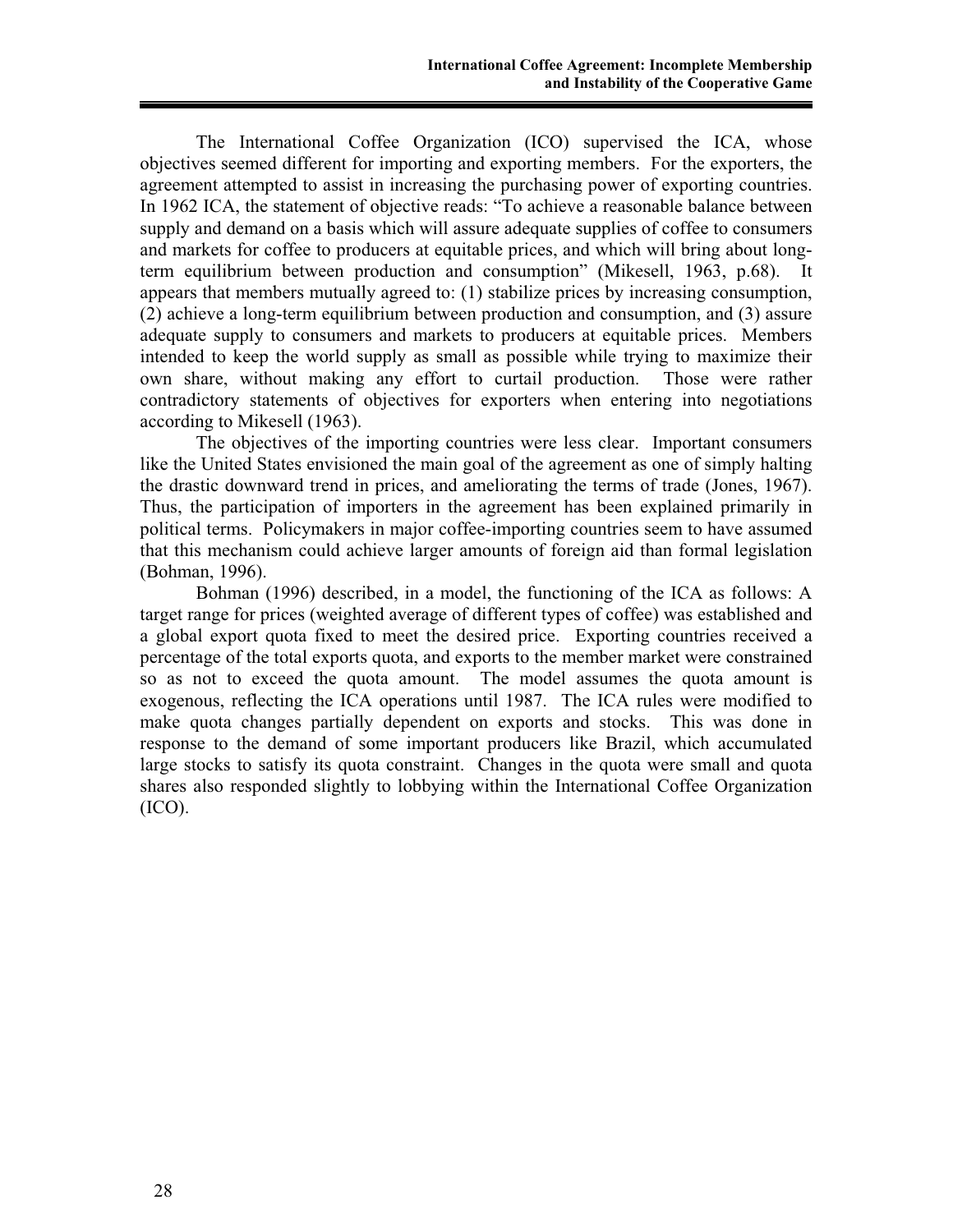The International Coffee Organization (ICO) supervised the ICA, whose objectives seemed different for importing and exporting members. For the exporters, the agreement attempted to assist in increasing the purchasing power of exporting countries. In 1962 ICA, the statement of objective reads: "To achieve a reasonable balance between supply and demand on a basis which will assure adequate supplies of coffee to consumers and markets for coffee to producers at equitable prices, and which will bring about long-term equilibrium between production and consumption" (Mikesell, 1963, p.68). It appears that members mutually agreed to: (1) stabilize prices by increasing consumption, (2) achieve a long-term equilibrium between production and consumption, and (3) assure adequate supply to consumers and markets to producers at equitable prices. Members intended to keep the world supply as small as possible while trying to maximize their own share, without making any effort to curtail production. Those were rather contradictory statements of objectives for exporters when entering into negotiations according to Mikesell (1963).

The objectives of the importing countries were less clear. Important consumers like the United States envisioned the main goal of the agreement as one of simply halting the drastic downward trend in prices, and ameliorating the terms of trade (Jones, 1967). Thus, the participation of importers in the agreement has been explained primarily in political terms. Policymakers in major coffee-importing countries seem to have assumed that this mechanism could achieve larger amounts of foreign aid than formal legislation (Bohman, 1996).

Bohman (1996) described, in a model, the functioning of the ICA as follows: A target range for prices (weighted average of different types of coffee) was established and a global export quota fixed to meet the desired price. Exporting countries received a percentage of the total exports quota, and exports to the member market were constrained so as not to exceed the quota amount. The model assumes the quota amount is exogenous, reflecting the ICA operations until 1987. The ICA rules were modified to make quota changes partially dependent on exports and stocks. This was done in response to the demand of some important producers like Brazil, which accumulated large stocks to satisfy its quota constraint. Changes in the quota were small and quota shares also responded slightly to lobbying within the International Coffee Organization (ICO).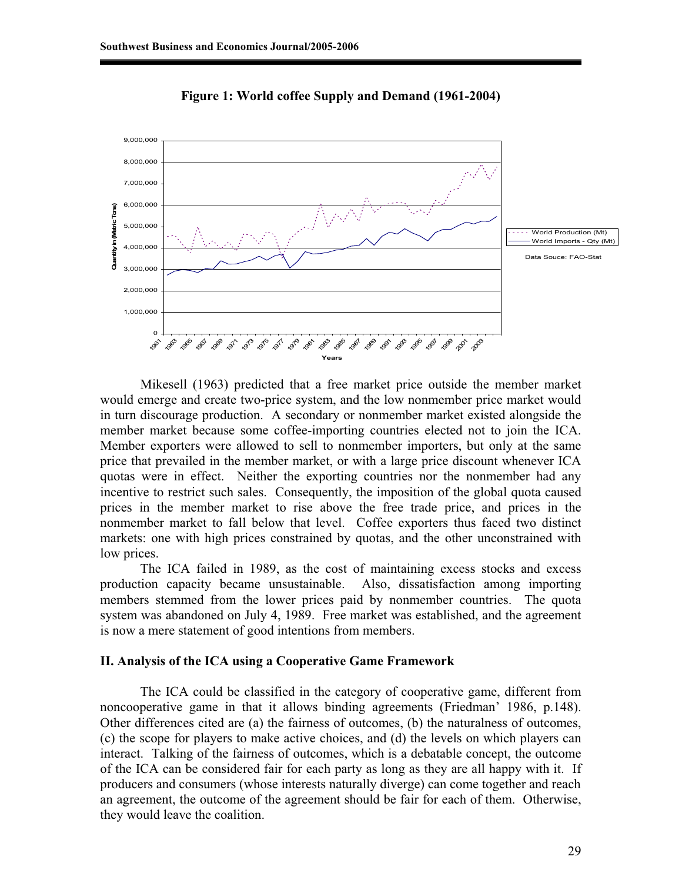**Figure 1: World coffee Supply and Demand (1961-2004)**

Mikesell (1963) predicted that a free market price outside the member market would emerge and create two-price system, and the low nonmember price market would in turn discourage production. A secondary or nonmember market existed alongside the member market because some coffee-importing countries elected not to join the ICA. Member exporters were allowed to sell to nonmember importers, but only at the same price that prevailed in the member market, or with a large price discount whenever ICA quotas were in effect. Neither the exporting countries nor the nonmember had any incentive to restrict such sales. Consequently, the imposition of the global quota caused prices in the member market to rise above the free trade price, and prices in the nonmember market to fall below that level. Coffee exporters thus faced two distinct markets: one with high prices constrained by quotas, and the other unconstrained with low prices.

The ICA failed in 1989, as the cost of maintaining excess stocks and excess production capacity became unsustainable. Also, dissatisfaction among importing members stemmed from the lower prices paid by nonmember countries. The quota system was abandoned on July 4, 1989. Free market was established, and the agreement is now a mere statement of good intentions from members.

## II. Analysis of the ICA using a Cooperative Game Framework

The ICA could be classified in the category of cooperative game, different from noncooperative game in that it allows binding agreements (Friedman' 1986, p.148). Other differences cited are (a) the fairness of outcomes, (b) the naturalness of outcomes, (c) the scope for players to make active choices, and (d) the levels on which players can interact. Talking of the fairness of outcomes, which is a debatable concept, the outcome of the ICA can be considered fair for each party as long as they are all happy with it. If producers and consumers (whose interests naturally diverge) can come together and reach an agreement, the outcome of the agreement should be fair for each of them. Otherwise, they would leave the coalition.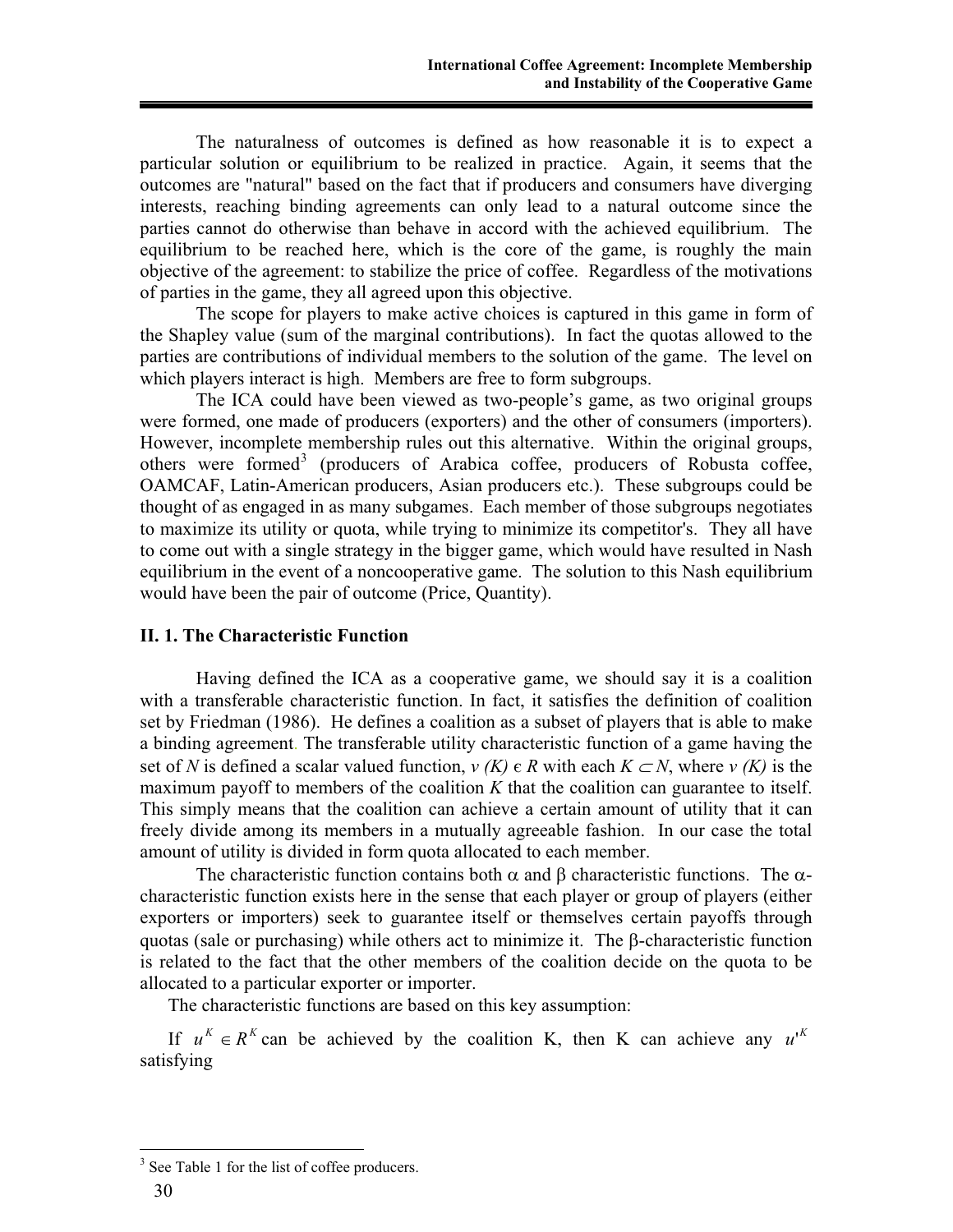The naturalness of outcomes is defined as how reasonable it is to expect a particular solution or equilibrium to be realized in practice. Again, it seems that the outcomes are "natural" based on the fact that if producers and consumers have diverging interests, reaching binding agreements can only lead to a natural outcome since the parties cannot do otherwise than behave in accord with the achieved equilibrium. The equilibrium to be reached here, which is the core of the game, is roughly the main objective of the agreement: to stabilize the price of coffee. Regardless of the motivations of parties in the game, they all agreed upon this objective.

The scope for players to make active choices is captured in this game in form of the Shapley value (sum of the marginal contributions). In fact the quotas allowed to the parties are contributions of individual members to the solution of the game. The level on which players interact is high. Members are free to form subgroups.

The ICA could have been viewed as two-people's game, as two original groups were formed, one made of producers (exporters) and the other of consumers (importers). However, incomplete membership rules out this alternative. Within the original groups, others were formed[3] (producers of Arabica coffee, producers of Robusta coffee, OAMCAF, Latin-American producers, Asian producers etc.). These subgroups could be thought of as engaged in as many subgames. Each member of those subgroups negotiates to maximize its utility or quota, while trying to minimize its competitor's. They all have to come out with a single strategy in the bigger game, which would have resulted in Nash equilibrium in the event of a noncooperative game. The solution to this Nash equilibrium would have been the pair of outcome (Price, Quantity).

## II. 1. The Characteristic Function

Having defined the ICA as a cooperative game, we should say it is a coalition with a transferable characteristic function. In fact, it satisfies the definition of coalition set by Friedman (1986). He defines a coalition as a subset of players that is able to make a binding agreement. The transferable utility characteristic function of a game having the set of *N* is defined a scalar valued function, $v(K) \in R$ with each $K \subset N$, where $v(K)$ is the maximum payoff to members of the coalition *K* that the coalition can guarantee to itself. This simply means that the coalition can achieve a certain amount of utility that it can freely divide among its members in a mutually agreeable fashion. In our case the total amount of utility is divided in form quota allocated to each member.

The characteristic function contains both $\alpha$ and $\beta$ characteristic functions. The $\alpha$-characteristic function exists here in the sense that each player or group of players (either exporters or importers) seek to guarantee itself or themselves certain payoffs through quotas (sale or purchasing) while others act to minimize it. The $\beta$-characteristic function is related to the fact that the other members of the coalition decide on the quota to be allocated to a particular exporter or importer.

The characteristic functions are based on this key assumption:

If $u^K \in R^K$ can be achieved by the coalition K, then K can achieve any $u'^K$ satisfying

[3] See Table 1 for the list of coffee producers.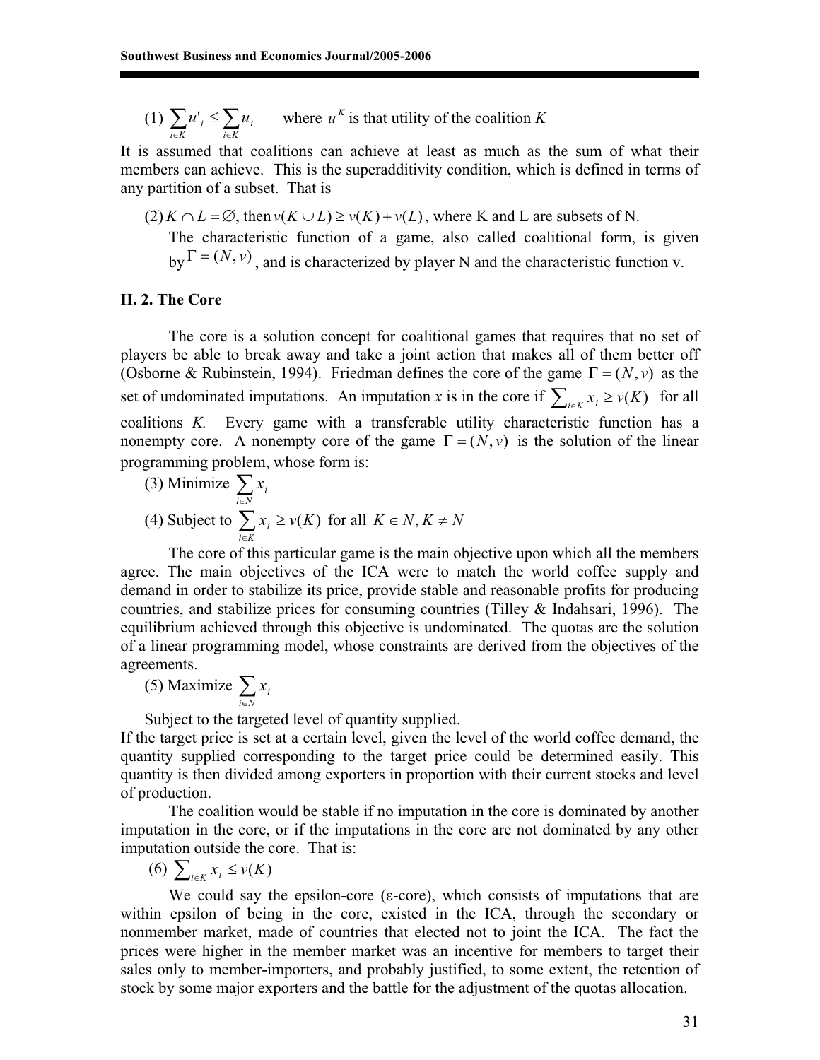(1) $\sum_{i \in K} u'_i \leq \sum_{i \in K} u_i$ where $u^K$ is that utility of the coalition $K$

It is assumed that coalitions can achieve at least as much as the sum of what their members can achieve. This is the superadditivity condition, which is defined in terms of any partition of a subset. That is

(2) $K \cap L = \varnothing$, then $v(K \cup L) \geq v(K) + v(L)$, where K and L are subsets of N.

The characteristic function of a game, also called coalitional form, is given by $\Gamma = (N, v)$, and is characterized by player N and the characteristic function v.

### II. 2. The Core

The core is a solution concept for coalitional games that requires that no set of players be able to break away and take a joint action that makes all of them better off (Osborne & Rubinstein, 1994). Friedman defines the core of the game $\Gamma = (N, v)$ as the set of undominated imputations. An imputation $x$ is in the core if $\sum_{i \in K} x_i \geq v(K)$ for all coalitions $K$. Every game with a transferable utility characteristic function has a nonempty core. A nonempty core of the game $\Gamma = (N, v)$ is the solution of the linear programming problem, whose form is:

(3) Minimize $\sum_{i \in N} x_i$

(4) Subject to $\sum_{i \in K} x_i \geq v(K)$ for all $K \in N, K \neq N$

The core of this particular game is the main objective upon which all the members agree. The main objectives of the ICA were to match the world coffee supply and demand in order to stabilize its price, provide stable and reasonable profits for producing countries, and stabilize prices for consuming countries (Tilley & Indahsari, 1996). The equilibrium achieved through this objective is undominated. The quotas are the solution of a linear programming model, whose constraints are derived from the objectives of the agreements.

(5) Maximize $\sum_{i \in N} x_i$

Subject to the targeted level of quantity supplied.

If the target price is set at a certain level, given the level of the world coffee demand, the quantity supplied corresponding to the target price could be determined easily. This quantity is then divided among exporters in proportion with their current stocks and level of production.

The coalition would be stable if no imputation in the core is dominated by another imputation in the core, or if the imputations in the core are not dominated by any other imputation outside the core. That is:

(6) $\sum_{i \in K} x_i \leq v(K)$

We could say the epsilon-core (ε-core), which consists of imputations that are within epsilon of being in the core, existed in the ICA, through the secondary or nonmember market, made of countries that elected not to joint the ICA. The fact the prices were higher in the member market was an incentive for members to target their sales only to member-importers, and probably justified, to some extent, the retention of stock by some major exporters and the battle for the adjustment of the quotas allocation.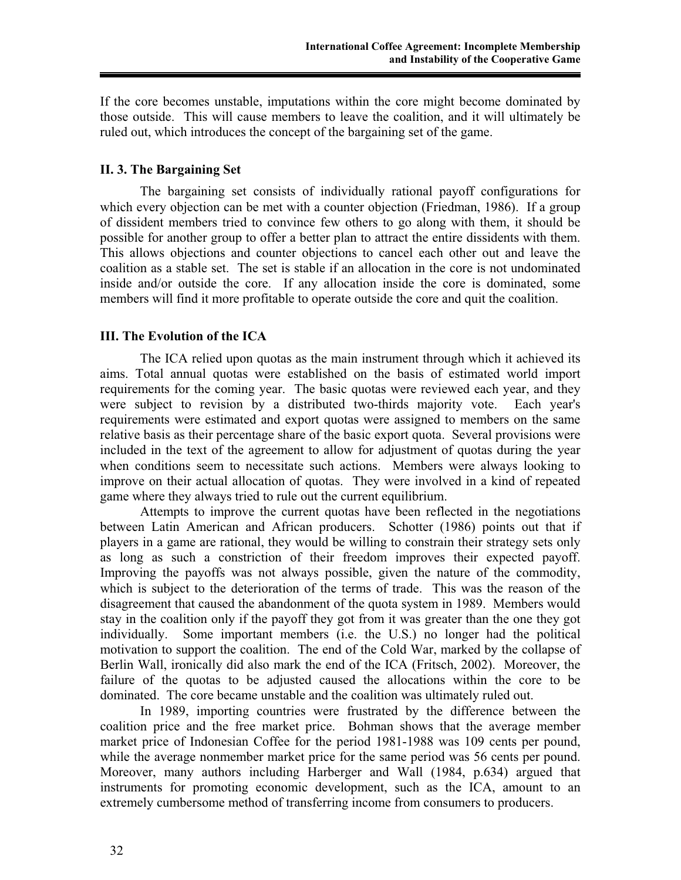If the core becomes unstable, imputations within the core might become dominated by those outside. This will cause members to leave the coalition, and it will ultimately be ruled out, which introduces the concept of the bargaining set of the game.

### II. 3. The Bargaining Set

The bargaining set consists of individually rational payoff configurations for which every objection can be met with a counter objection (Friedman, 1986). If a group of dissident members tried to convince few others to go along with them, it should be possible for another group to offer a better plan to attract the entire dissidents with them. This allows objections and counter objections to cancel each other out and leave the coalition as a stable set. The set is stable if an allocation in the core is not undominated inside and/or outside the core. If any allocation inside the core is dominated, some members will find it more profitable to operate outside the core and quit the coalition.

## III. The Evolution of the ICA

The ICA relied upon quotas as the main instrument through which it achieved its aims. Total annual quotas were established on the basis of estimated world import requirements for the coming year. The basic quotas were reviewed each year, and they were subject to revision by a distributed two-thirds majority vote. Each year's requirements were estimated and export quotas were assigned to members on the same relative basis as their percentage share of the basic export quota. Several provisions were included in the text of the agreement to allow for adjustment of quotas during the year when conditions seem to necessitate such actions. Members were always looking to improve on their actual allocation of quotas. They were involved in a kind of repeated game where they always tried to rule out the current equilibrium.

Attempts to improve the current quotas have been reflected in the negotiations between Latin American and African producers. Schotter (1986) points out that if players in a game are rational, they would be willing to constrain their strategy sets only as long as such a constriction of their freedom improves their expected payoff. Improving the payoffs was not always possible, given the nature of the commodity, which is subject to the deterioration of the terms of trade. This was the reason of the disagreement that caused the abandonment of the quota system in 1989. Members would stay in the coalition only if the payoff they got from it was greater than the one they got individually. Some important members (i.e. the U.S.) no longer had the political motivation to support the coalition. The end of the Cold War, marked by the collapse of Berlin Wall, ironically did also mark the end of the ICA (Fritsch, 2002). Moreover, the failure of the quotas to be adjusted caused the allocations within the core to be dominated. The core became unstable and the coalition was ultimately ruled out.

In 1989, importing countries were frustrated by the difference between the coalition price and the free market price. Bohman shows that the average member market price of Indonesian Coffee for the period 1981-1988 was 109 cents per pound, while the average nonmember market price for the same period was 56 cents per pound. Moreover, many authors including Harberger and Wall (1984, p.634) argued that instruments for promoting economic development, such as the ICA, amount to an extremely cumbersome method of transferring income from consumers to producers.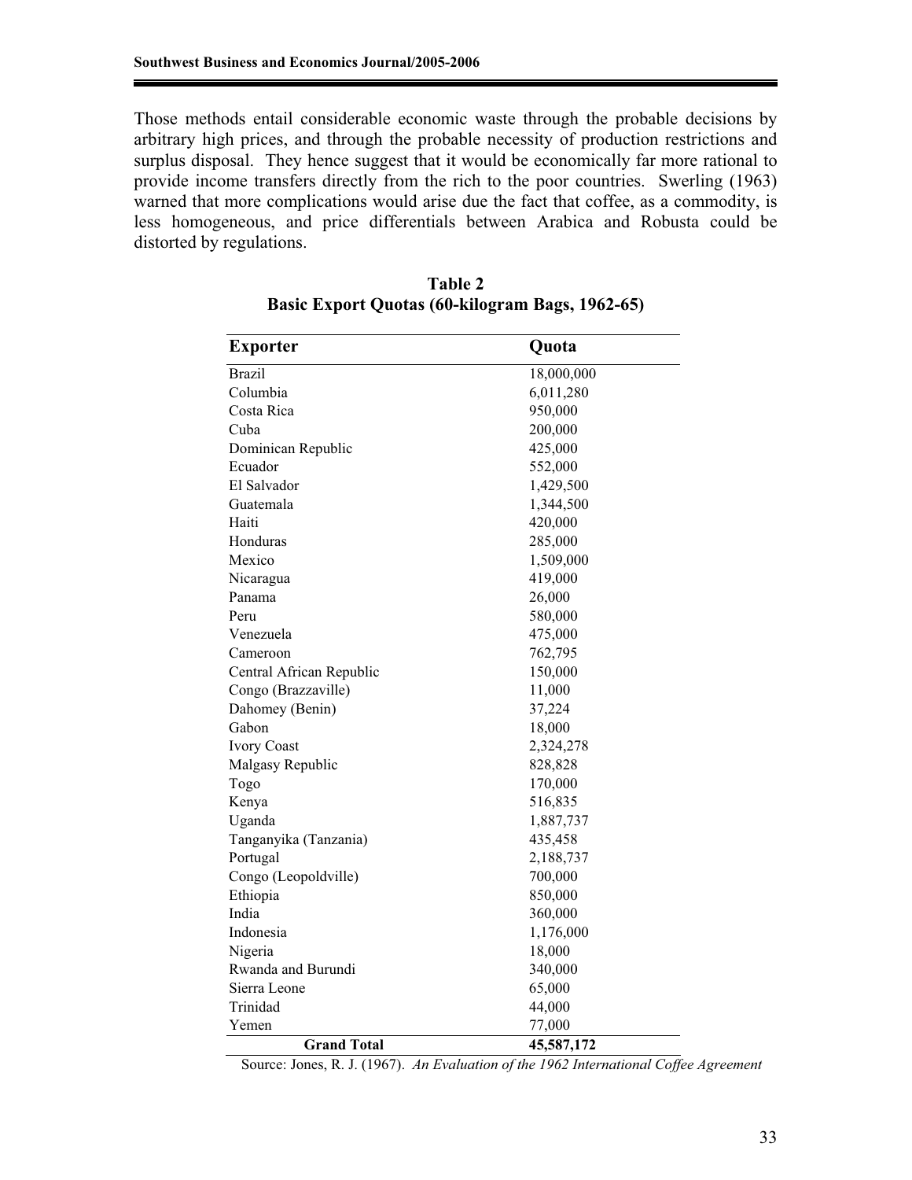Those methods entail considerable economic waste through the probable decisions by arbitrary high prices, and through the probable necessity of production restrictions and surplus disposal. They hence suggest that it would be economically far more rational to provide income transfers directly from the rich to the poor countries. Swerling (1963) warned that more complications would arise due the fact that coffee, as a commodity, is less homogeneous, and price differentials between Arabica and Robusta could be distorted by regulations.

**Table 2**
**Basic Export Quotas (60-kilogram Bags, 1962-65)**

| Exporter | Quota |
|---|---|
| Brazil | 18,000,000 |
| Columbia | 6,011,280 |
| Costa Rica | 950,000 |
| Cuba | 200,000 |
| Dominican Republic | 425,000 |
| Ecuador | 552,000 |
| El Salvador | 1,429,500 |
| Guatemala | 1,344,500 |
| Haiti | 420,000 |
| Honduras | 285,000 |
| Mexico | 1,509,000 |
| Nicaragua | 419,000 |
| Panama | 26,000 |
| Peru | 580,000 |
| Venezuela | 475,000 |
| Cameroon | 762,795 |
| Central African Republic | 150,000 |
| Congo (Brazzaville) | 11,000 |
| Dahomey (Benin) | 37,224 |
| Gabon | 18,000 |
| Ivory Coast | 2,324,278 |
| Malgasy Republic | 828,828 |
| Togo | 170,000 |
| Kenya | 516,835 |
| Uganda | 1,887,737 |
| Tanganyika (Tanzania) | 435,458 |
| Portugal | 2,188,737 |
| Congo (Leopoldville) | 700,000 |
| Ethiopia | 850,000 |
| India | 360,000 |
| Indonesia | 1,176,000 |
| Nigeria | 18,000 |
| Rwanda and Burundi | 340,000 |
| Sierra Leone | 65,000 |
| Trinidad | 44,000 |
| Yemen | 77,000 |
| **Grand Total** | **45,587,172** |

Source: Jones, R. J. (1967). *An Evaluation of the 1962 International Coffee Agreement*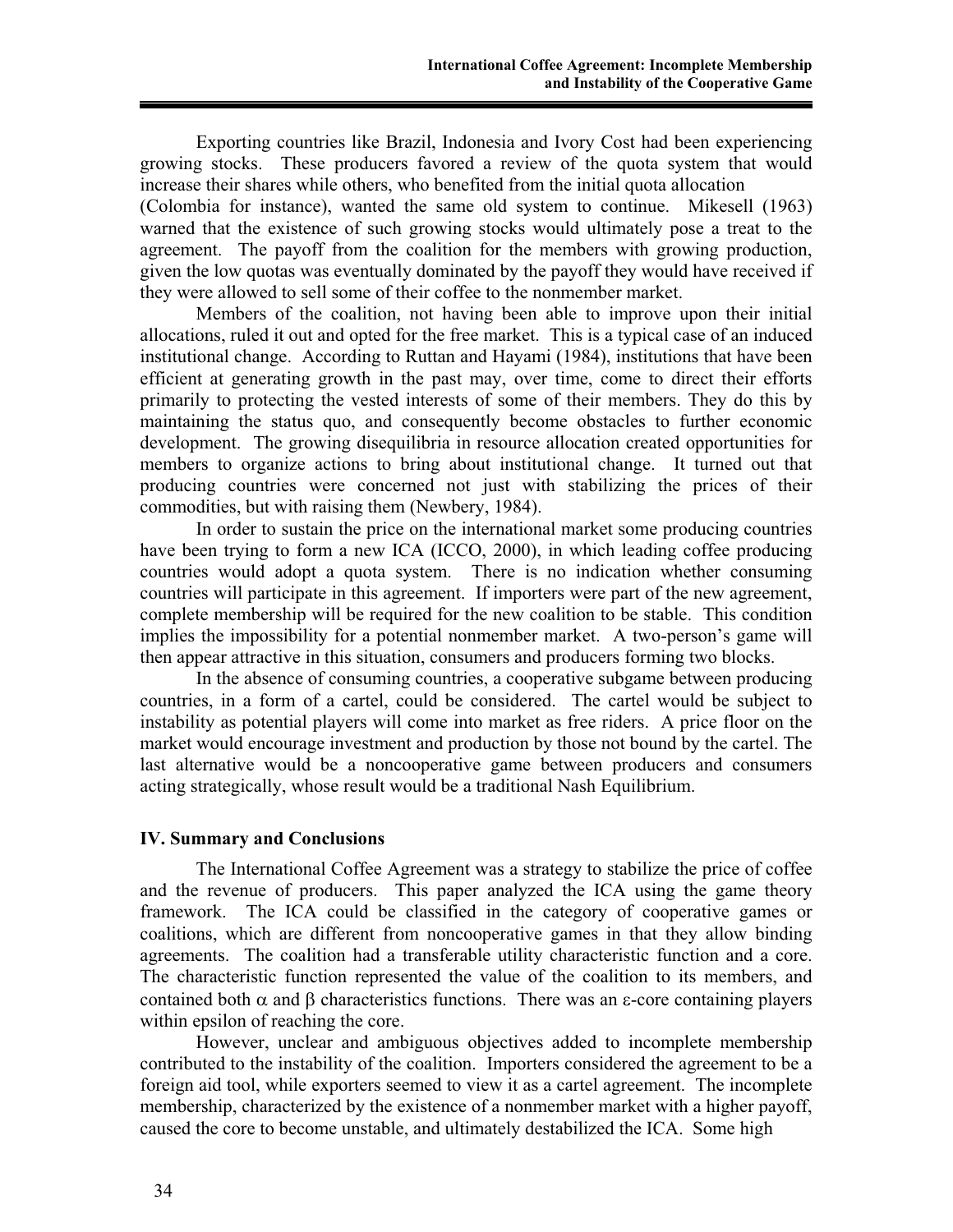Exporting countries like Brazil, Indonesia and Ivory Cost had been experiencing growing stocks. These producers favored a review of the quota system that would increase their shares while others, who benefited from the initial quota allocation (Colombia for instance), wanted the same old system to continue. Mikesell (1963) warned that the existence of such growing stocks would ultimately pose a treat to the agreement. The payoff from the coalition for the members with growing production, given the low quotas was eventually dominated by the payoff they would have received if they were allowed to sell some of their coffee to the nonmember market.

Members of the coalition, not having been able to improve upon their initial allocations, ruled it out and opted for the free market. This is a typical case of an induced institutional change. According to Ruttan and Hayami (1984), institutions that have been efficient at generating growth in the past may, over time, come to direct their efforts primarily to protecting the vested interests of some of their members. They do this by maintaining the status quo, and consequently become obstacles to further economic development. The growing disequilibria in resource allocation created opportunities for members to organize actions to bring about institutional change. It turned out that producing countries were concerned not just with stabilizing the prices of their commodities, but with raising them (Newbery, 1984).

In order to sustain the price on the international market some producing countries have been trying to form a new ICA (ICCO, 2000), in which leading coffee producing countries would adopt a quota system. There is no indication whether consuming countries will participate in this agreement. If importers were part of the new agreement, complete membership will be required for the new coalition to be stable. This condition implies the impossibility for a potential nonmember market. A two-person's game will then appear attractive in this situation, consumers and producers forming two blocks.

In the absence of consuming countries, a cooperative subgame between producing countries, in a form of a cartel, could be considered. The cartel would be subject to instability as potential players will come into market as free riders. A price floor on the market would encourage investment and production by those not bound by the cartel. The last alternative would be a noncooperative game between producers and consumers acting strategically, whose result would be a traditional Nash Equilibrium.

## IV. Summary and Conclusions

The International Coffee Agreement was a strategy to stabilize the price of coffee and the revenue of producers. This paper analyzed the ICA using the game theory framework. The ICA could be classified in the category of cooperative games or coalitions, which are different from noncooperative games in that they allow binding agreements. The coalition had a transferable utility characteristic function and a core. The characteristic function represented the value of the coalition to its members, and contained both $\alpha$ and $\beta$ characteristics functions. There was an $\varepsilon$-core containing players within epsilon of reaching the core.

However, unclear and ambiguous objectives added to incomplete membership contributed to the instability of the coalition. Importers considered the agreement to be a foreign aid tool, while exporters seemed to view it as a cartel agreement. The incomplete membership, characterized by the existence of a nonmember market with a higher payoff, caused the core to become unstable, and ultimately destabilized the ICA. Some high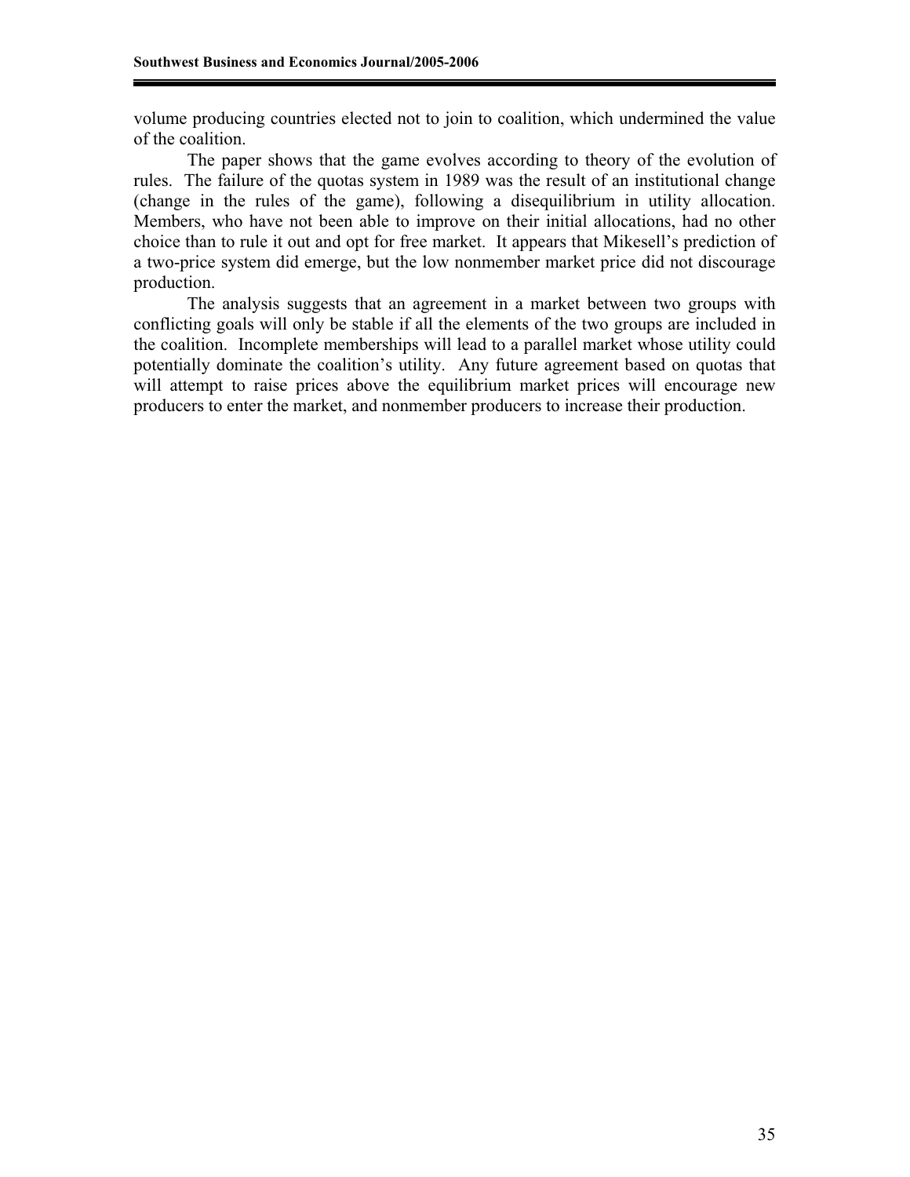volume producing countries elected not to join to coalition, which undermined the value of the coalition.

The paper shows that the game evolves according to theory of the evolution of rules. The failure of the quotas system in 1989 was the result of an institutional change (change in the rules of the game), following a disequilibrium in utility allocation. Members, who have not been able to improve on their initial allocations, had no other choice than to rule it out and opt for free market. It appears that Mikesell's prediction of a two-price system did emerge, but the low nonmember market price did not discourage production.

The analysis suggests that an agreement in a market between two groups with conflicting goals will only be stable if all the elements of the two groups are included in the coalition. Incomplete memberships will lead to a parallel market whose utility could potentially dominate the coalition's utility. Any future agreement based on quotas that will attempt to raise prices above the equilibrium market prices will encourage new producers to enter the market, and nonmember producers to increase their production.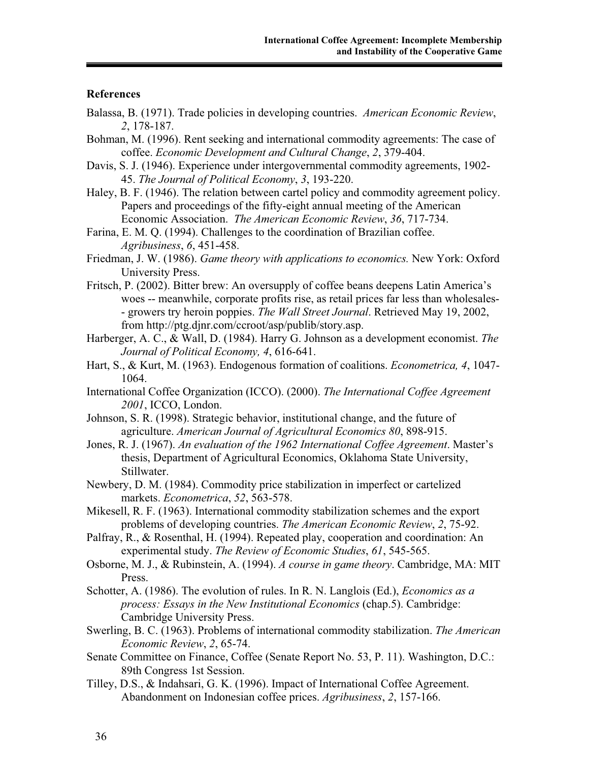## References

Balassa, B. (1971). Trade policies in developing countries. *American Economic Review*, *2*, 178-187.

Bohman, M. (1996). Rent seeking and international commodity agreements: The case of coffee. *Economic Development and Cultural Change*, *2*, 379-404.

Davis, S. J. (1946). Experience under intergovernmental commodity agreements, 1902-45. *The Journal of Political Economy*, *3*, 193-220.

Haley, B. F. (1946). The relation between cartel policy and commodity agreement policy. Papers and proceedings of the fifty-eight annual meeting of the American Economic Association. *The American Economic Review*, *36*, 717-734.

Farina, E. M. Q. (1994). Challenges to the coordination of Brazilian coffee. *Agribusiness*, *6*, 451-458.

Friedman, J. W. (1986). *Game theory with applications to economics.* New York: Oxford University Press.

Fritsch, P. (2002). Bitter brew: An oversupply of coffee beans deepens Latin America's woes -- meanwhile, corporate profits rise, as retail prices far less than wholesales-- growers try heroin poppies. *The Wall Street Journal*. Retrieved May 19, 2002, from http://ptg.djnr.com/ccroot/asp/publib/story.asp.

Harberger, A. C., & Wall, D. (1984). Harry G. Johnson as a development economist. *The Journal of Political Economy, 4*, 616-641.

Hart, S., & Kurt, M. (1963). Endogenous formation of coalitions. *Econometrica, 4*, 1047-1064.

International Coffee Organization (ICCO). (2000). *The International Coffee Agreement 2001*, ICCO, London.

Johnson, S. R. (1998). Strategic behavior, institutional change, and the future of agriculture. *American Journal of Agricultural Economics 80*, 898-915.

Jones, R. J. (1967). *An evaluation of the 1962 International Coffee Agreement*. Master's thesis, Department of Agricultural Economics, Oklahoma State University, Stillwater.

Newbery, D. M. (1984). Commodity price stabilization in imperfect or cartelized markets. *Econometrica*, *52*, 563-578.

Mikesell, R. F. (1963). International commodity stabilization schemes and the export problems of developing countries. *The American Economic Review*, *2*, 75-92.

Palfray, R., & Rosenthal, H. (1994). Repeated play, cooperation and coordination: An experimental study. *The Review of Economic Studies*, *61*, 545-565.

Osborne, M. J., & Rubinstein, A. (1994). *A course in game theory*. Cambridge, MA: MIT Press.

Schotter, A. (1986). The evolution of rules. In R. N. Langlois (Ed.), *Economics as a process: Essays in the New Institutional Economics* (chap.5). Cambridge: Cambridge University Press.

Swerling, B. C. (1963). Problems of international commodity stabilization. *The American Economic Review*, *2*, 65-74.

Senate Committee on Finance, Coffee (Senate Report No. 53, P. 11). Washington, D.C.: 89th Congress 1st Session.

Tilley, D.S., & Indahsari, G. K. (1996). Impact of International Coffee Agreement. Abandonment on Indonesian coffee prices. *Agribusiness*, *2*, 157-166.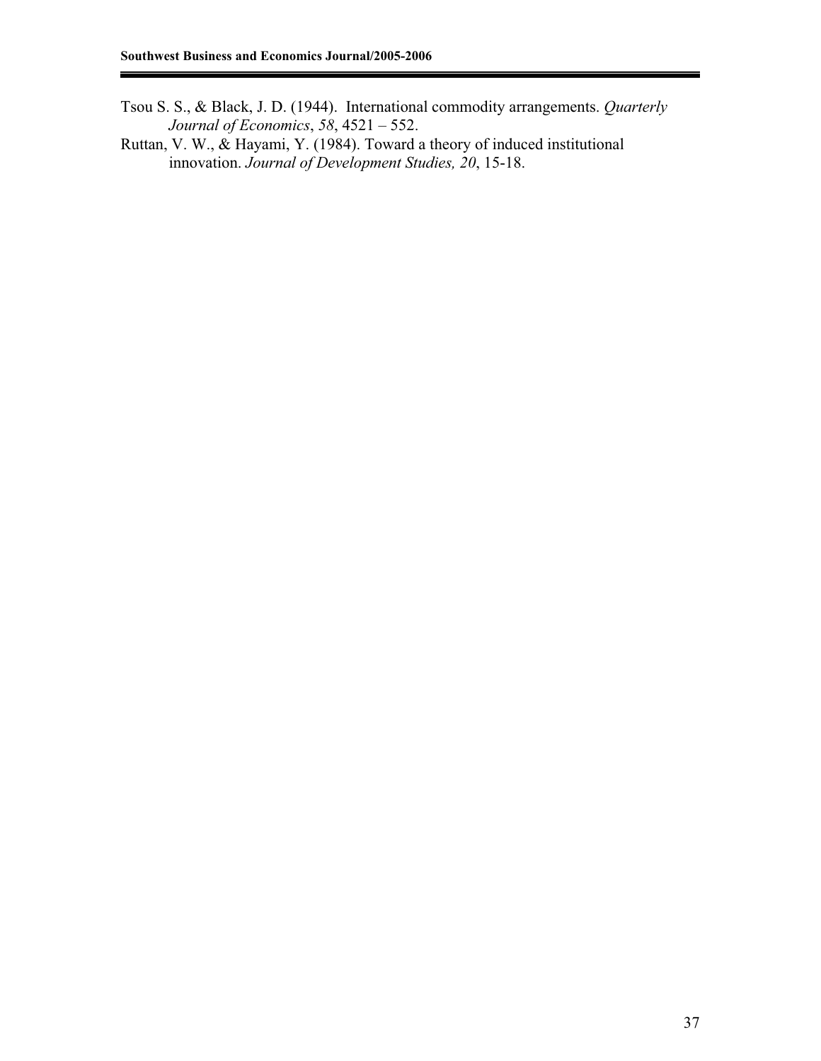Tsou S. S., & Black, J. D. (1944). International commodity arrangements. *Quarterly Journal of Economics*, *58*, 4521 – 552.

Ruttan, V. W., & Hayami, Y. (1984). Toward a theory of induced institutional innovation. *Journal of Development Studies, 20*, 15-18.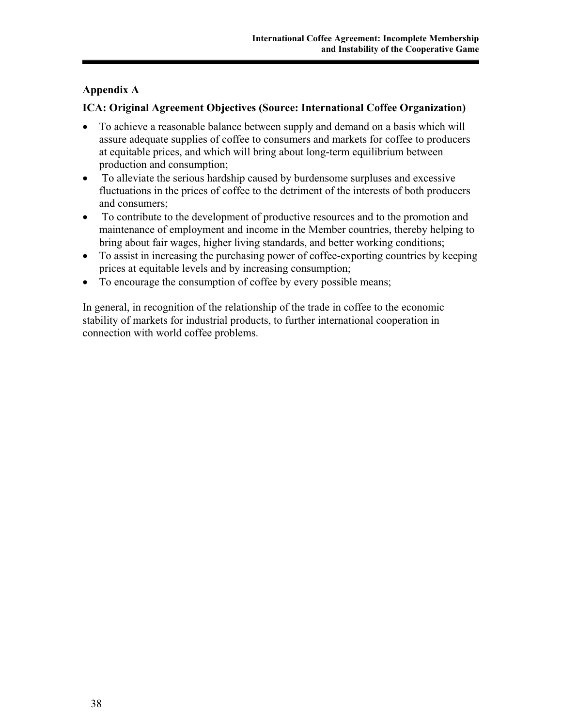## Appendix A

### ICA: Original Agreement Objectives (Source: International Coffee Organization)

- To achieve a reasonable balance between supply and demand on a basis which will assure adequate supplies of coffee to consumers and markets for coffee to producers at equitable prices, and which will bring about long-term equilibrium between production and consumption;
- To alleviate the serious hardship caused by burdensome surpluses and excessive fluctuations in the prices of coffee to the detriment of the interests of both producers and consumers;
- To contribute to the development of productive resources and to the promotion and maintenance of employment and income in the Member countries, thereby helping to bring about fair wages, higher living standards, and better working conditions;
- To assist in increasing the purchasing power of coffee-exporting countries by keeping prices at equitable levels and by increasing consumption;
- To encourage the consumption of coffee by every possible means;

In general, in recognition of the relationship of the trade in coffee to the economic stability of markets for industrial products, to further international cooperation in connection with world coffee problems.